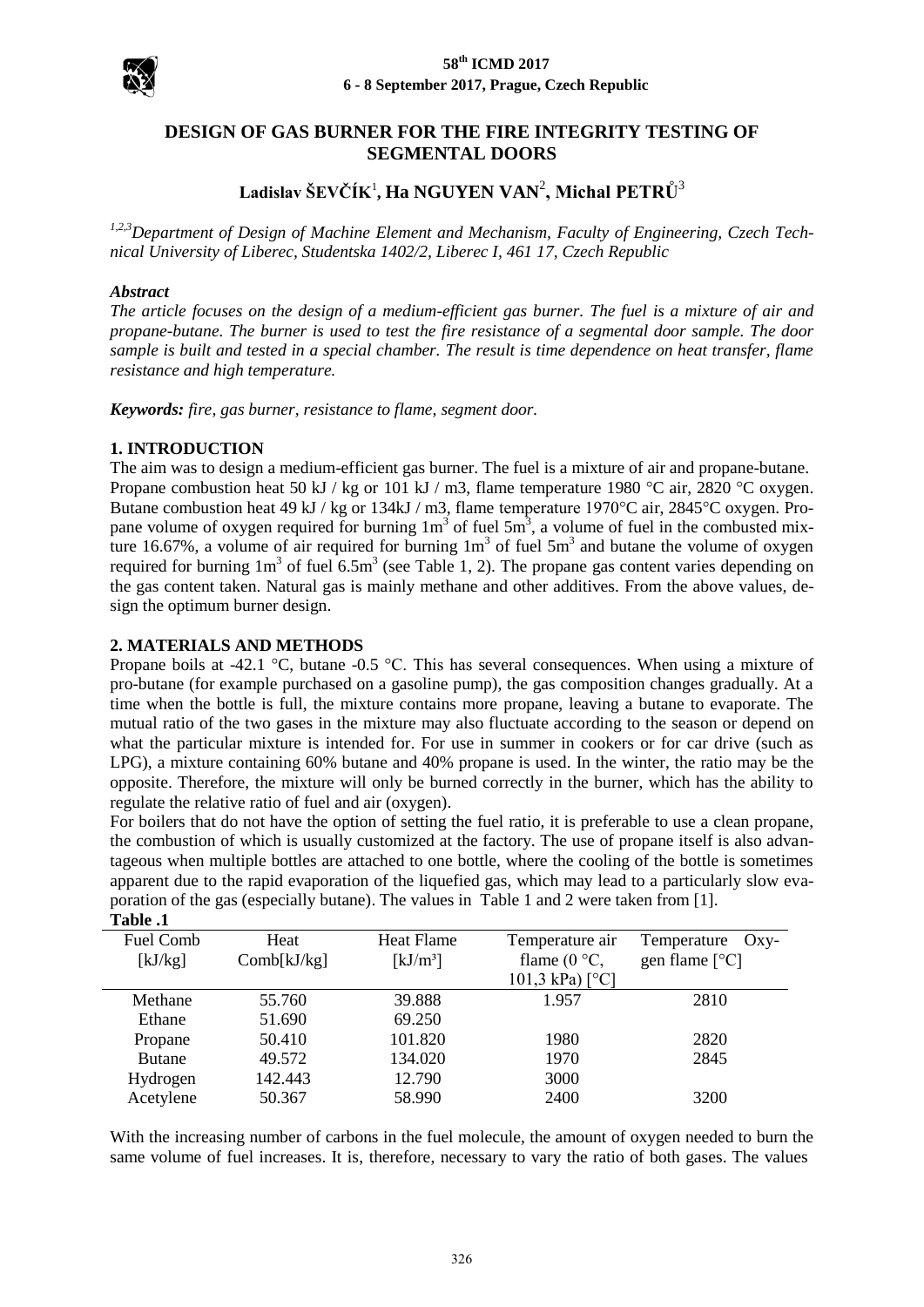# DESIGN OF GAS BURNER FOR THE FIRE INTEGRITY TESTING OF SEGMENTAL DOORS

**Ladislav ŠEVČÍK**[1], **Ha NGUYEN VAN**[2], **Michal PETRŮ**[3]

*[1,2,3]Department of Design of Machine Element and Mechanism, Faculty of Engineering, Czech Technical University of Liberec, Studentska 1402/2, Liberec I, 461 17, Czech Republic*

***Abstract***

*The article focuses on the design of a medium-efficient gas burner. The fuel is a mixture of air and propane-butane. The burner is used to test the fire resistance of a segmental door sample. The door sample is built and tested in a special chamber. The result is time dependence on heat transfer, flame resistance and high temperature.*

***Keywords:*** *fire, gas burner, resistance to flame, segment door.*

## 1. INTRODUCTION

The aim was to design a medium-efficient gas burner. The fuel is a mixture of air and propane-butane. Propane combustion heat 50 kJ / kg or 101 kJ / m3, flame temperature 1980 °C air, 2820 °C oxygen. Butane combustion heat 49 kJ / kg or 134kJ / m3, flame temperature 1970°C air, 2845°C oxygen. Propane volume of oxygen required for burning $1m^3$ of fuel $5m^3$, a volume of fuel in the combusted mixture 16.67%, a volume of air required for burning $1m^3$ of fuel $5m^3$ and butane the volume of oxygen required for burning $1m^3$ of fuel $6.5m^3$ (see Table 1, 2). The propane gas content varies depending on the gas content taken. Natural gas is mainly methane and other additives. From the above values, design the optimum burner design.

## 2. MATERIALS AND METHODS

Propane boils at -42.1 °C, butane -0.5 °C. This has several consequences. When using a mixture of pro-butane (for example purchased on a gasoline pump), the gas composition changes gradually. At a time when the bottle is full, the mixture contains more propane, leaving a butane to evaporate. The mutual ratio of the two gases in the mixture may also fluctuate according to the season or depend on what the particular mixture is intended for. For use in summer in cookers or for car drive (such as LPG), a mixture containing 60% butane and 40% propane is used. In the winter, the ratio may be the opposite. Therefore, the mixture will only be burned correctly in the burner, which has the ability to regulate the relative ratio of fuel and air (oxygen).

For boilers that do not have the option of setting the fuel ratio, it is preferable to use a clean propane, the combustion of which is usually customized at the factory. The use of propane itself is also advantageous when multiple bottles are attached to one bottle, where the cooling of the bottle is sometimes apparent due to the rapid evaporation of the liquefied gas, which may lead to a particularly slow evaporation of the gas (especially butane). The values in Table 1 and 2 were taken from [1].

**Table .1**

| Fuel Comb | Heat Comb[kJ/kg] | Heat Flame [kJ/m³] | Temperature air flame (0 °C, 101,3 kPa) [°C] | Temperature Oxygen flame [°C] |
|---|---|---|---|---|
| Methane | 55.760 | 39.888 | 1.957 | 2810 |
| Ethane | 51.690 | 69.250 | | |
| Propane | 50.410 | 101.820 | 1980 | 2820 |
| Butane | 49.572 | 134.020 | 1970 | 2845 |
| Hydrogen | 142.443 | 12.790 | 3000 | |
| Acetylene | 50.367 | 58.990 | 2400 | 3200 |

With the increasing number of carbons in the fuel molecule, the amount of oxygen needed to burn the same volume of fuel increases. It is, therefore, necessary to vary the ratio of both gases. The values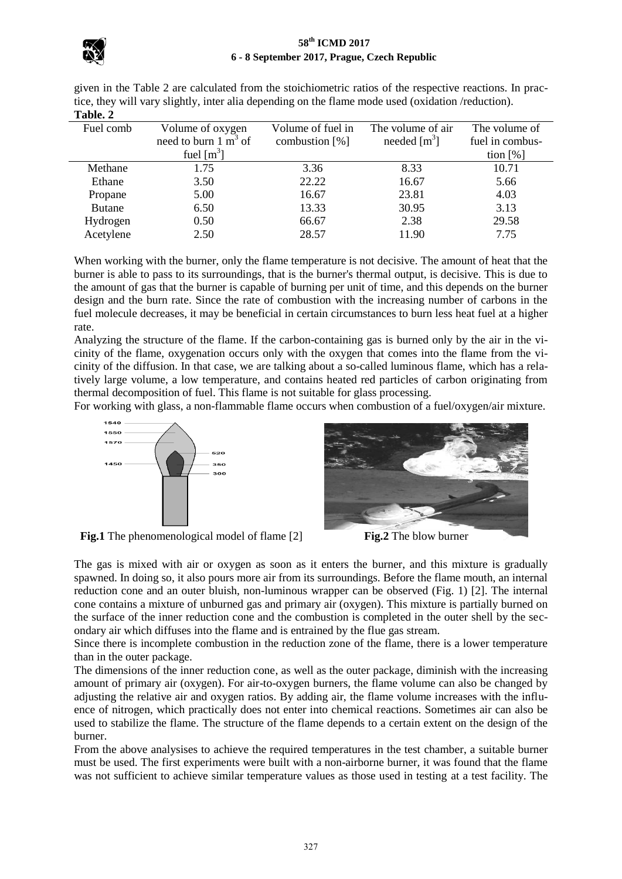given in the Table 2 are calculated from the stoichiometric ratios of the respective reactions. In practice, they will vary slightly, inter alia depending on the flame mode used (oxidation /reduction).

**Table. 2**

| Fuel comb | Volume of oxygen need to burn 1 $m^3$ of fuel [$m^3$] | Volume of fuel in combustion [%] | The volume of air needed [$m^3$] | The volume of fuel in combustion [%] |
|---|---|---|---|---|
| Methane | 1.75 | 3.36 | 8.33 | 10.71 |
| Ethane | 3.50 | 22.22 | 16.67 | 5.66 |
| Propane | 5.00 | 16.67 | 23.81 | 4.03 |
| Butane | 6.50 | 13.33 | 30.95 | 3.13 |
| Hydrogen | 0.50 | 66.67 | 2.38 | 29.58 |
| Acetylene | 2.50 | 28.57 | 11.90 | 7.75 |

When working with the burner, only the flame temperature is not decisive. The amount of heat that the burner is able to pass to its surroundings, that is the burner's thermal output, is decisive. This is due to the amount of gas that the burner is capable of burning per unit of time, and this depends on the burner design and the burn rate. Since the rate of combustion with the increasing number of carbons in the fuel molecule decreases, it may be beneficial in certain circumstances to burn less heat fuel at a higher rate.

Analyzing the structure of the flame. If the carbon-containing gas is burned only by the air in the vicinity of the flame, oxygenation occurs only with the oxygen that comes into the flame from the vicinity of the diffusion. In that case, we are talking about a so-called luminous flame, which has a relatively large volume, a low temperature, and contains heated red particles of carbon originating from thermal decomposition of fuel. This flame is not suitable for glass processing.

For working with glass, a non-flammable flame occurs when combustion of a fuel/oxygen/air mixture.

**Fig.1** The phenomenological model of flame [2]

**Fig.2** The blow burner

The gas is mixed with air or oxygen as soon as it enters the burner, and this mixture is gradually spawned. In doing so, it also pours more air from its surroundings. Before the flame mouth, an internal reduction cone and an outer bluish, non-luminous wrapper can be observed (Fig. 1) [2]. The internal cone contains a mixture of unburned gas and primary air (oxygen). This mixture is partially burned on the surface of the inner reduction cone and the combustion is completed in the outer shell by the secondary air which diffuses into the flame and is entrained by the flue gas stream.

Since there is incomplete combustion in the reduction zone of the flame, there is a lower temperature than in the outer package.

The dimensions of the inner reduction cone, as well as the outer package, diminish with the increasing amount of primary air (oxygen). For air-to-oxygen burners, the flame volume can also be changed by adjusting the relative air and oxygen ratios. By adding air, the flame volume increases with the influence of nitrogen, which practically does not enter into chemical reactions. Sometimes air can also be used to stabilize the flame. The structure of the flame depends to a certain extent on the design of the burner.

From the above analysises to achieve the required temperatures in the test chamber, a suitable burner must be used. The first experiments were built with a non-airborne burner, it was found that the flame was not sufficient to achieve similar temperature values as those used in testing at a test facility. The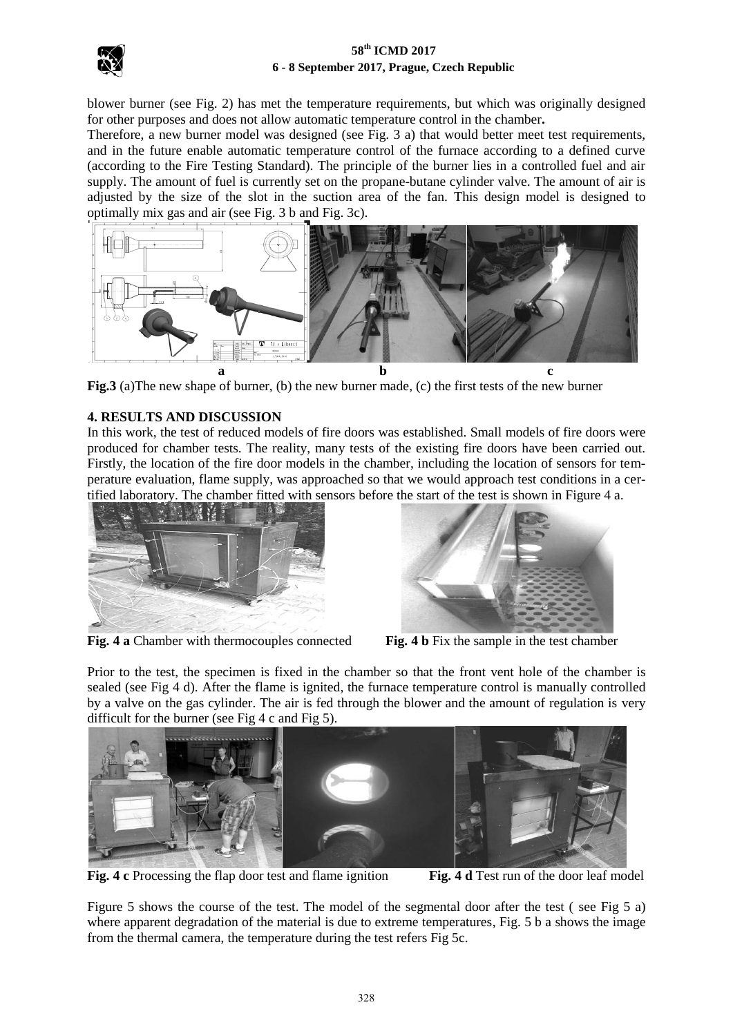blower burner (see Fig. 2) has met the temperature requirements, but which was originally designed for other purposes and does not allow automatic temperature control in the chamber**.**

Therefore, a new burner model was designed (see Fig. 3 a) that would better meet test requirements, and in the future enable automatic temperature control of the furnace according to a defined curve (according to the Fire Testing Standard). The principle of the burner lies in a controlled fuel and air supply. The amount of fuel is currently set on the propane-butane cylinder valve. The amount of air is adjusted by the size of the slot in the suction area of the fan. This design model is designed to optimally mix gas and air (see Fig. 3 b and Fig. 3c).

**a** **b** **c**

**Fig.3** (a)The new shape of burner, (b) the new burner made, (c) the first tests of the new burner

## 4. RESULTS AND DISCUSSION

In this work, the test of reduced models of fire doors was established. Small models of fire doors were produced for chamber tests. The reality, many tests of the existing fire doors have been carried out. Firstly, the location of the fire door models in the chamber, including the location of sensors for temperature evaluation, flame supply, was approached so that we would approach test conditions in a certified laboratory. The chamber fitted with sensors before the start of the test is shown in Figure 4 a.

**Fig. 4 a** Chamber with thermocouples connected

**Fig. 4 b** Fix the sample in the test chamber

Prior to the test, the specimen is fixed in the chamber so that the front vent hole of the chamber is sealed (see Fig 4 d). After the flame is ignited, the furnace temperature control is manually controlled by a valve on the gas cylinder. The air is fed through the blower and the amount of regulation is very difficult for the burner (see Fig 4 c and Fig 5).

**Fig. 4 c** Processing the flap door test and flame ignition

**Fig. 4 d** Test run of the door leaf model

Figure 5 shows the course of the test. The model of the segmental door after the test ( see Fig 5 a) where apparent degradation of the material is due to extreme temperatures, Fig. 5 b a shows the image from the thermal camera, the temperature during the test refers Fig 5c.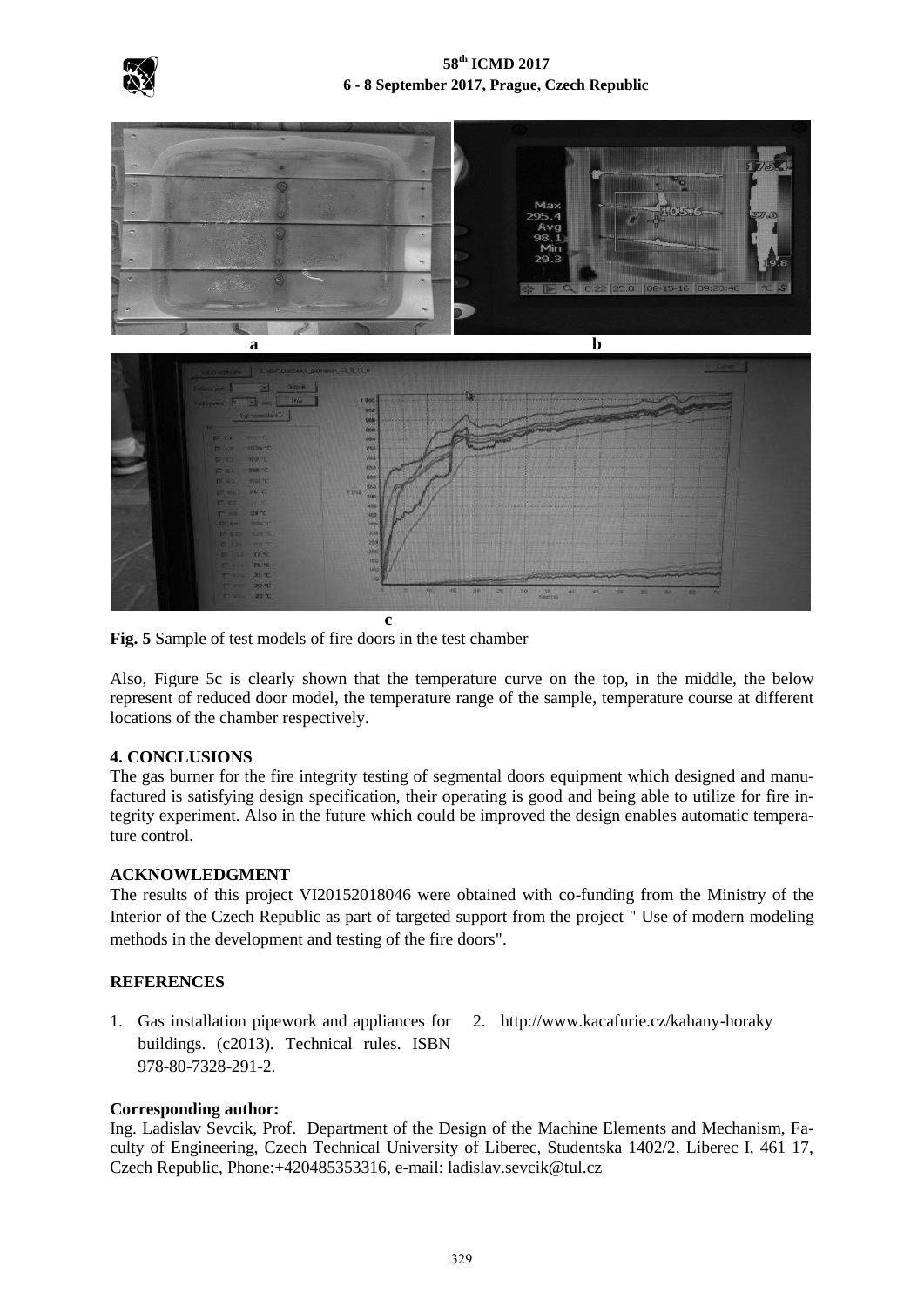a

b

c

**Fig. 5** Sample of test models of fire doors in the test chamber

Also, Figure 5c is clearly shown that the temperature curve on the top, in the middle, the below represent of reduced door model, the temperature range of the sample, temperature course at different locations of the chamber respectively.

## 4. CONCLUSIONS

The gas burner for the fire integrity testing of segmental doors equipment which designed and manufactured is satisfying design specification, their operating is good and being able to utilize for fire integrity experiment. Also in the future which could be improved the design enables automatic temperature control.

## ACKNOWLEDGMENT

The results of this project VI20152018046 were obtained with co-funding from the Ministry of the Interior of the Czech Republic as part of targeted support from the project " Use of modern modeling methods in the development and testing of the fire doors".

## REFERENCES

1. Gas installation pipework and appliances for buildings. (c2013). Technical rules. ISBN 978-80-7328-291-2.
2. http://www.kacafurie.cz/kahany-horaky

**Corresponding author:**
Ing. Ladislav Sevcik, Prof. Department of the Design of the Machine Elements and Mechanism, Faculty of Engineering, Czech Technical University of Liberec, Studentska 1402/2, Liberec I, 461 17, Czech Republic, Phone:+420485353316, e-mail: ladislav.sevcik@tul.cz